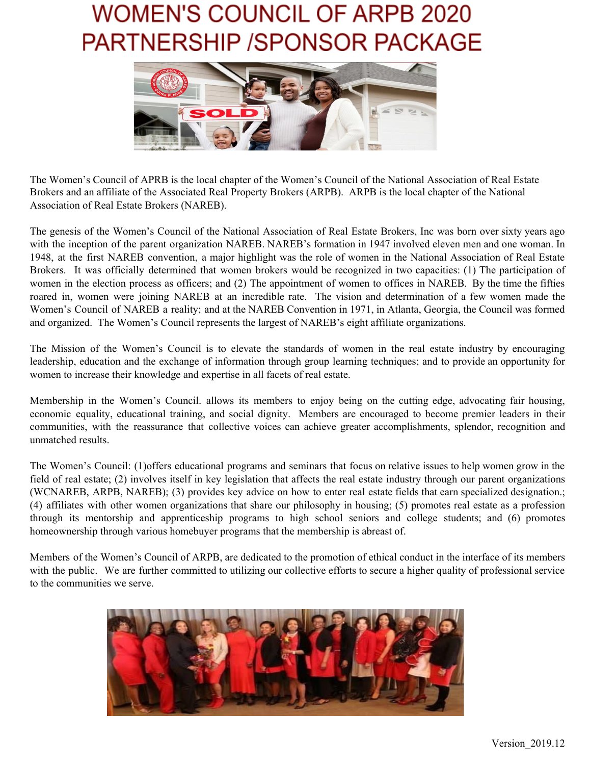# WOMEN'S COUNCIL OF ARPB 2020 PARTNERSHIP /SPONSOR PACKAGE

The Women's Council of APRB is the local chapter of the Women's Council of the National Association of Real Estate Brokers and an affiliate of the Associated Real Property Brokers (ARPB). ARPB is the local chapter of the National Association of Real Estate Brokers (NAREB).

The genesis of the Women's Council of the National Association of Real Estate Brokers, Inc was born over sixty years ago with the inception of the parent organization NAREB. NAREB's formation in 1947 involved eleven men and one woman. In 1948, at the first NAREB convention, a major highlight was the role of women in the National Association of Real Estate Brokers. It was officially determined that women brokers would be recognized in two capacities: (1) The participation of women in the election process as officers; and (2) The appointment of women to offices in NAREB. By the time the fifties roared in, women were joining NAREB at an incredible rate. The vision and determination of a few women made the Women's Council of NAREB a reality; and at the NAREB Convention in 1971, in Atlanta, Georgia, the Council was formed and organized. The Women's Council represents the largest of NAREB's eight affiliate organizations.

The Mission of the Women's Council is to elevate the standards of women in the real estate industry by encouraging leadership, education and the exchange of information through group learning techniques; and to provide an opportunity for women to increase their knowledge and expertise in all facets of real estate.

Membership in the Women's Council. allows its members to enjoy being on the cutting edge, advocating fair housing, economic equality, educational training, and social dignity. Members are encouraged to become premier leaders in their communities, with the reassurance that collective voices can achieve greater accomplishments, splendor, recognition and unmatched results.

The Women's Council: (1)offers educational programs and seminars that focus on relative issues to help women grow in the field of real estate; (2) involves itself in key legislation that affects the real estate industry through our parent organizations (WCNAREB, ARPB, NAREB); (3) provides key advice on how to enter real estate fields that earn specialized designation.; (4) affiliates with other women organizations that share our philosophy in housing; (5) promotes real estate as a profession through its mentorship and apprenticeship programs to high school seniors and college students; and (6) promotes homeownership through various homebuyer programs that the membership is abreast of.

Members of the Women's Council of ARPB, are dedicated to the promotion of ethical conduct in the interface of its members with the public. We are further committed to utilizing our collective efforts to secure a higher quality of professional service to the communities we serve.

Version_2019.12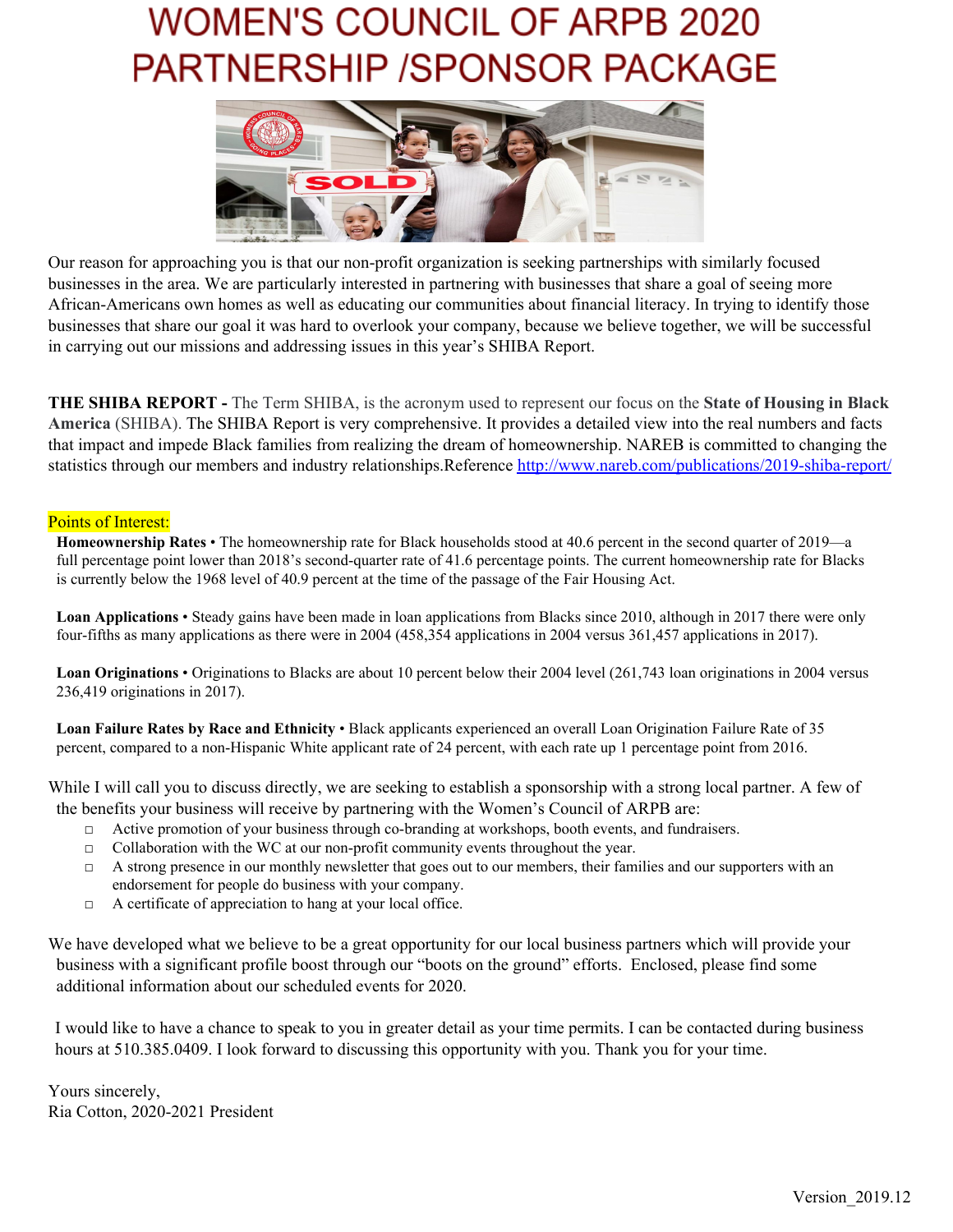# WOMEN'S COUNCIL OF ARPB 2020 PARTNERSHIP /SPONSOR PACKAGE

Our reason for approaching you is that our non-profit organization is seeking partnerships with similarly focused businesses in the area. We are particularly interested in partnering with businesses that share a goal of seeing more African-Americans own homes as well as educating our communities about financial literacy. In trying to identify those businesses that share our goal it was hard to overlook your company, because we believe together, we will be successful in carrying out our missions and addressing issues in this year's SHIBA Report.

**THE SHIBA REPORT -** The Term SHIBA, is the acronym used to represent our focus on the **State of Housing in Black America** (SHIBA). The SHIBA Report is very comprehensive. It provides a detailed view into the real numbers and facts that impact and impede Black families from realizing the dream of homeownership. NAREB is committed to changing the statistics through our members and industry relationships.Reference http://www.nareb.com/publications/2019-shiba-report/

Points of Interest:

**Homeownership Rates** • The homeownership rate for Black households stood at 40.6 percent in the second quarter of 2019—a full percentage point lower than 2018's second-quarter rate of 41.6 percentage points. The current homeownership rate for Blacks is currently below the 1968 level of 40.9 percent at the time of the passage of the Fair Housing Act.

**Loan Applications** • Steady gains have been made in loan applications from Blacks since 2010, although in 2017 there were only four-fifths as many applications as there were in 2004 (458,354 applications in 2004 versus 361,457 applications in 2017).

**Loan Originations** • Originations to Blacks are about 10 percent below their 2004 level (261,743 loan originations in 2004 versus 236,419 originations in 2017).

**Loan Failure Rates by Race and Ethnicity** • Black applicants experienced an overall Loan Origination Failure Rate of 35 percent, compared to a non-Hispanic White applicant rate of 24 percent, with each rate up 1 percentage point from 2016.

While I will call you to discuss directly, we are seeking to establish a sponsorship with a strong local partner. A few of the benefits your business will receive by partnering with the Women's Council of ARPB are:

- Active promotion of your business through co-branding at workshops, booth events, and fundraisers.
- Collaboration with the WC at our non-profit community events throughout the year.
- A strong presence in our monthly newsletter that goes out to our members, their families and our supporters with an endorsement for people do business with your company.
- A certificate of appreciation to hang at your local office.

We have developed what we believe to be a great opportunity for our local business partners which will provide your business with a significant profile boost through our "boots on the ground" efforts. Enclosed, please find some additional information about our scheduled events for 2020.

I would like to have a chance to speak to you in greater detail as your time permits. I can be contacted during business hours at 510.385.0409. I look forward to discussing this opportunity with you. Thank you for your time.

Yours sincerely,
Ria Cotton, 2020-2021 President

Version_2019.12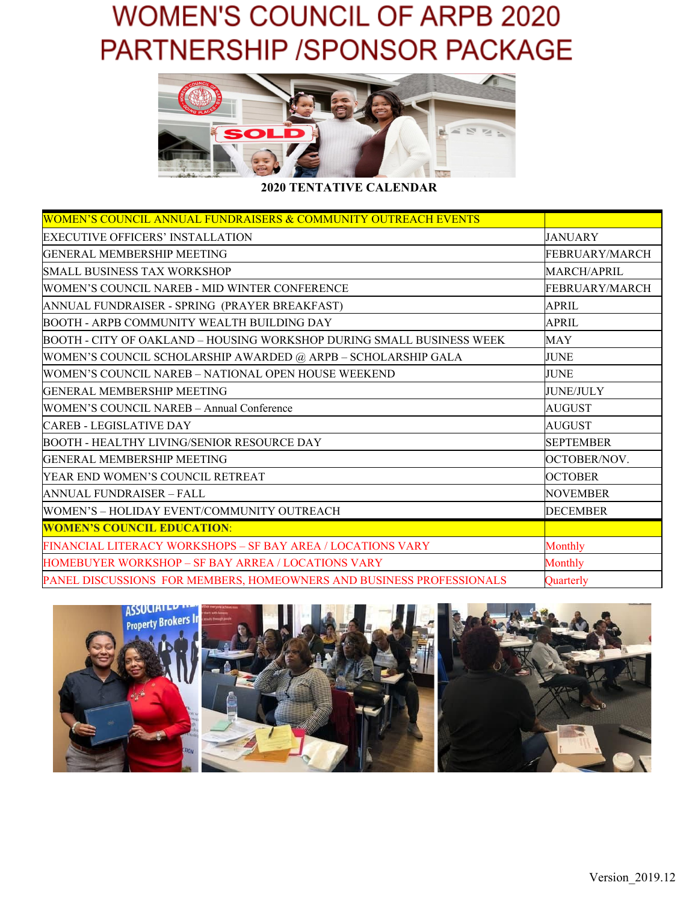# WOMEN'S COUNCIL OF ARPB 2020 PARTNERSHIP /SPONSOR PACKAGE

**2020 TENTATIVE CALENDAR**

| WOMEN'S COUNCIL ANNUAL FUNDRAISERS & COMMUNITY OUTREACH EVENTS | |
|---|---|
| EXECUTIVE OFFICERS' INSTALLATION | JANUARY |
| GENERAL MEMBERSHIP MEETING | FEBRUARY/MARCH |
| SMALL BUSINESS TAX WORKSHOP | MARCH/APRIL |
| WOMEN'S COUNCIL NAREB - MID WINTER CONFERENCE | FEBRUARY/MARCH |
| ANNUAL FUNDRAISER - SPRING (PRAYER BREAKFAST) | APRIL |
| BOOTH - ARPB COMMUNITY WEALTH BUILDING DAY | APRIL |
| BOOTH - CITY OF OAKLAND – HOUSING WORKSHOP DURING SMALL BUSINESS WEEK | MAY |
| WOMEN'S COUNCIL SCHOLARSHIP AWARDED @ ARPB – SCHOLARSHIP GALA | JUNE |
| WOMEN'S COUNCIL NAREB – NATIONAL OPEN HOUSE WEEKEND | JUNE |
| GENERAL MEMBERSHIP MEETING | JUNE/JULY |
| WOMEN'S COUNCIL NAREB – Annual Conference | AUGUST |
| CAREB - LEGISLATIVE DAY | AUGUST |
| BOOTH - HEALTHY LIVING/SENIOR RESOURCE DAY | SEPTEMBER |
| GENERAL MEMBERSHIP MEETING | OCTOBER/NOV. |
| YEAR END WOMEN'S COUNCIL RETREAT | OCTOBER |
| ANNUAL FUNDRAISER – FALL | NOVEMBER |
| WOMEN'S – HOLIDAY EVENT/COMMUNITY OUTREACH | DECEMBER |
| **WOMEN'S COUNCIL EDUCATION**: | |
| FINANCIAL LITERACY WORKSHOPS – SF BAY AREA / LOCATIONS VARY | Monthly |
| HOMEBUYER WORKSHOP – SF BAY ARREA / LOCATIONS VARY | Monthly |
| PANEL DISCUSSIONS FOR MEMBERS, HOMEOWNERS AND BUSINESS PROFESSIONALS | Quarterly |

Version_2019.12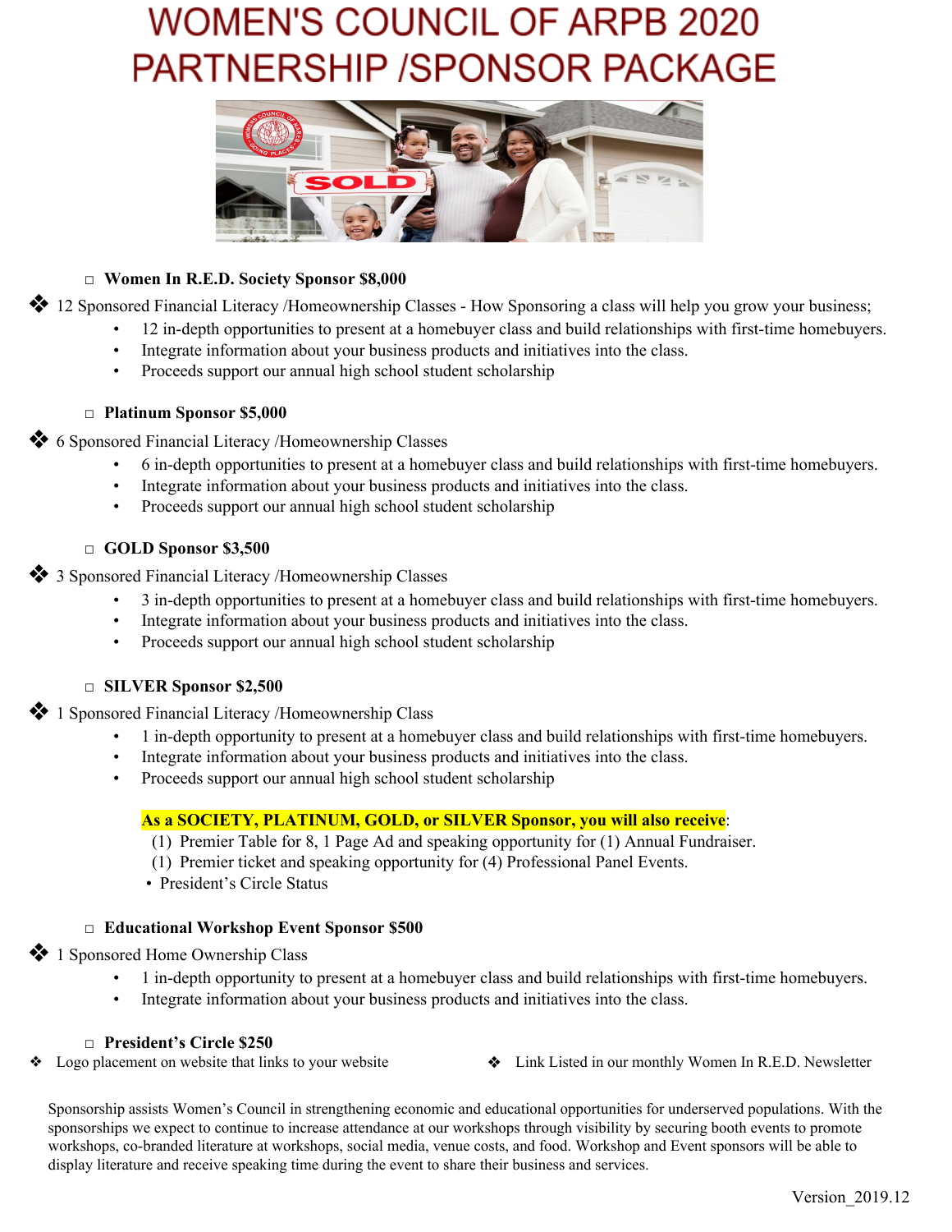# WOMEN'S COUNCIL OF ARPB 2020 PARTNERSHIP /SPONSOR PACKAGE

□ **Women In R.E.D. Society Sponsor $8,000**

- 12 Sponsored Financial Literacy /Homeownership Classes - How Sponsoring a class will help you grow your business;
  - 12 in-depth opportunities to present at a homebuyer class and build relationships with first-time homebuyers.
  - Integrate information about your business products and initiatives into the class.
  - Proceeds support our annual high school student scholarship

□ **Platinum Sponsor $5,000**

- 6 Sponsored Financial Literacy /Homeownership Classes
  - 6 in-depth opportunities to present at a homebuyer class and build relationships with first-time homebuyers.
  - Integrate information about your business products and initiatives into the class.
  - Proceeds support our annual high school student scholarship

□ **GOLD Sponsor $3,500**

- 3 Sponsored Financial Literacy /Homeownership Classes
  - 3 in-depth opportunities to present at a homebuyer class and build relationships with first-time homebuyers.
  - Integrate information about your business products and initiatives into the class.
  - Proceeds support our annual high school student scholarship

□ **SILVER Sponsor $2,500**

- 1 Sponsored Financial Literacy /Homeownership Class
  - 1 in-depth opportunity to present at a homebuyer class and build relationships with first-time homebuyers.
  - Integrate information about your business products and initiatives into the class.
  - Proceeds support our annual high school student scholarship

**As a SOCIETY, PLATINUM, GOLD, or SILVER Sponsor, you will also receive**:

(1) Premier Table for 8, 1 Page Ad and speaking opportunity for (1) Annual Fundraiser.
(1) Premier ticket and speaking opportunity for (4) Professional Panel Events.
- President's Circle Status

□ **Educational Workshop Event Sponsor $500**

- 1 Sponsored Home Ownership Class
  - 1 in-depth opportunity to present at a homebuyer class and build relationships with first-time homebuyers.
  - Integrate information about your business products and initiatives into the class.

□ **President's Circle $250**

- Logo placement on website that links to your website
- Link Listed in our monthly Women In R.E.D. Newsletter

Sponsorship assists Women's Council in strengthening economic and educational opportunities for underserved populations. With the sponsorships we expect to continue to increase attendance at our workshops through visibility by securing booth events to promote workshops, co-branded literature at workshops, social media, venue costs, and food. Workshop and Event sponsors will be able to display literature and receive speaking time during the event to share their business and services.

Version_2019.12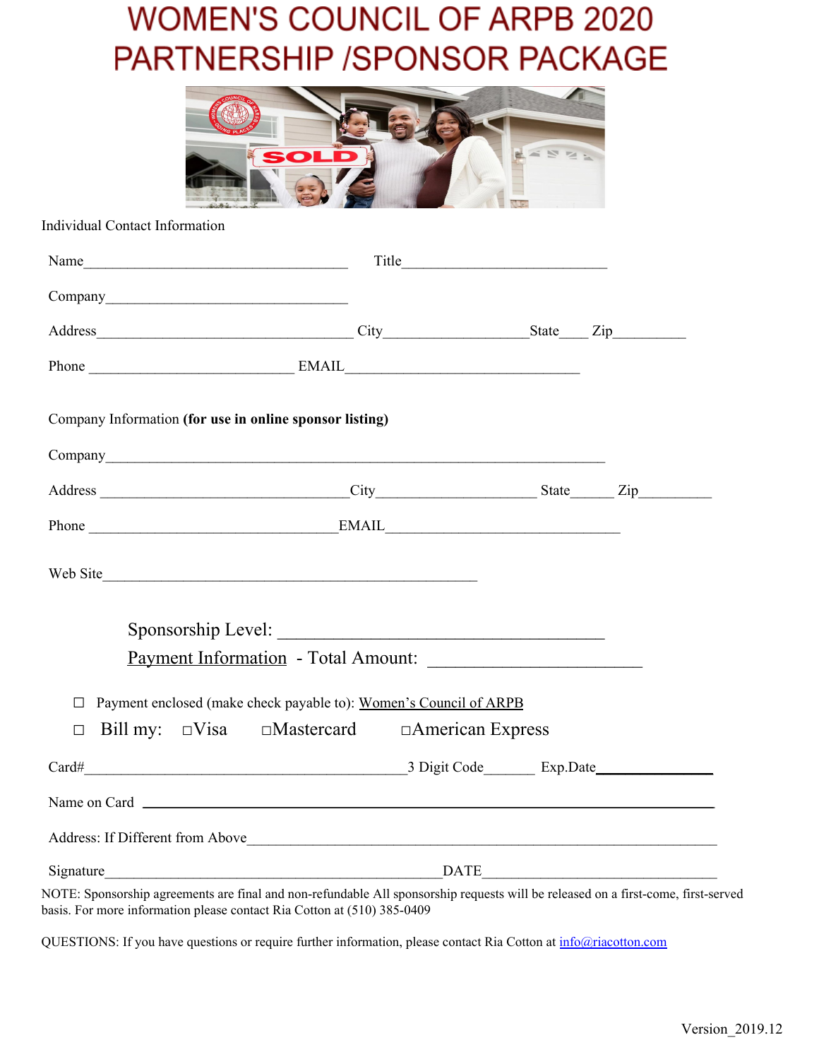# WOMEN'S COUNCIL OF ARPB 2020 PARTNERSHIP /SPONSOR PACKAGE

Individual Contact Information

Name_____________________________________ Title____________________________

Company_________________________________

Address_____________________________________ City____________________State____ Zip__________

Phone ____________________________ EMAIL________________________________

Company Information **(for use in online sponsor listing)**

Company______________________________________________________________________

Address __________________________________City______________________ State______ Zip__________

Phone __________________________________EMAIL________________________________

Web Site____________________________________________________

Sponsorship Level: ____________________________________

Payment Information - Total Amount: ________________________

☐ Payment enclosed (make check payable to): Women's Council of ARPB

☐ Bill my: ☐Visa ☐Mastercard ☐American Express

Card#____________________________________________3 Digit Code_______ Exp.Date________________

Name on Card ______________________________________________________________________________

Address: If Different from Above_________________________________________________________________

Signature_____________________________________________DATE________________________________

NOTE: Sponsorship agreements are final and non-refundable All sponsorship requests will be released on a first-come, first-served basis. For more information please contact Ria Cotton at (510) 385-0409

QUESTIONS: If you have questions or require further information, please contact Ria Cotton at info@riacotton.com

Version_2019.12